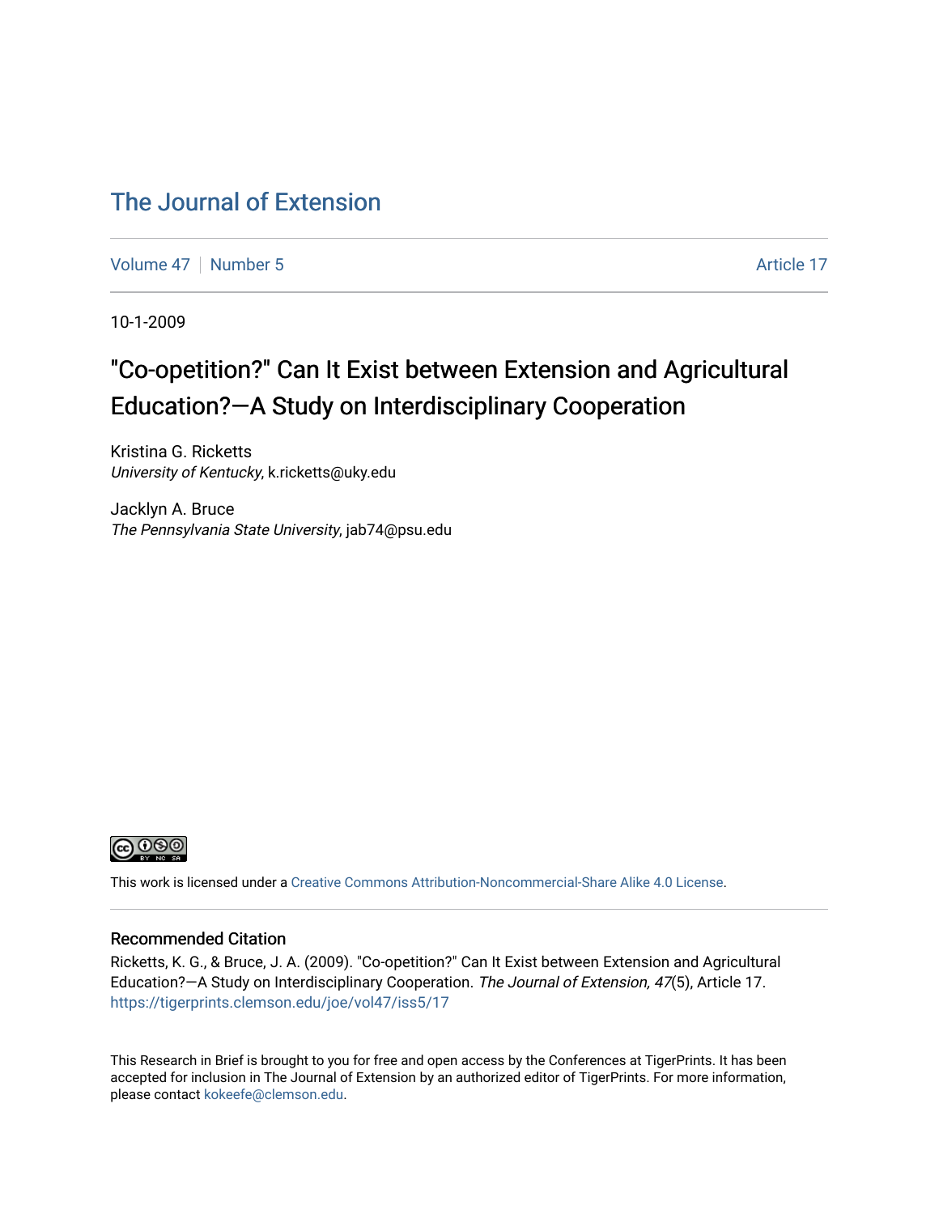# The Journal of Extension

Volume 47 | Number 5 | Article 17

10-1-2009

## "Co-opetition?" Can It Exist between Extension and Agricultural Education?—A Study on Interdisciplinary Cooperation

Kristina G. Ricketts
*University of Kentucky*, k.ricketts@uky.edu

Jacklyn A. Bruce
*The Pennsylvania State University*, jab74@psu.edu

This work is licensed under a Creative Commons Attribution-Noncommercial-Share Alike 4.0 License.

### Recommended Citation

Ricketts, K. G., & Bruce, J. A. (2009). "Co-opetition?" Can It Exist between Extension and Agricultural Education?—A Study on Interdisciplinary Cooperation. *The Journal of Extension, 47*(5), Article 17. https://tigerprints.clemson.edu/joe/vol47/iss5/17

This Research in Brief is brought to you for free and open access by the Conferences at TigerPrints. It has been accepted for inclusion in The Journal of Extension by an authorized editor of TigerPrints. For more information, please contact kokeefe@clemson.edu.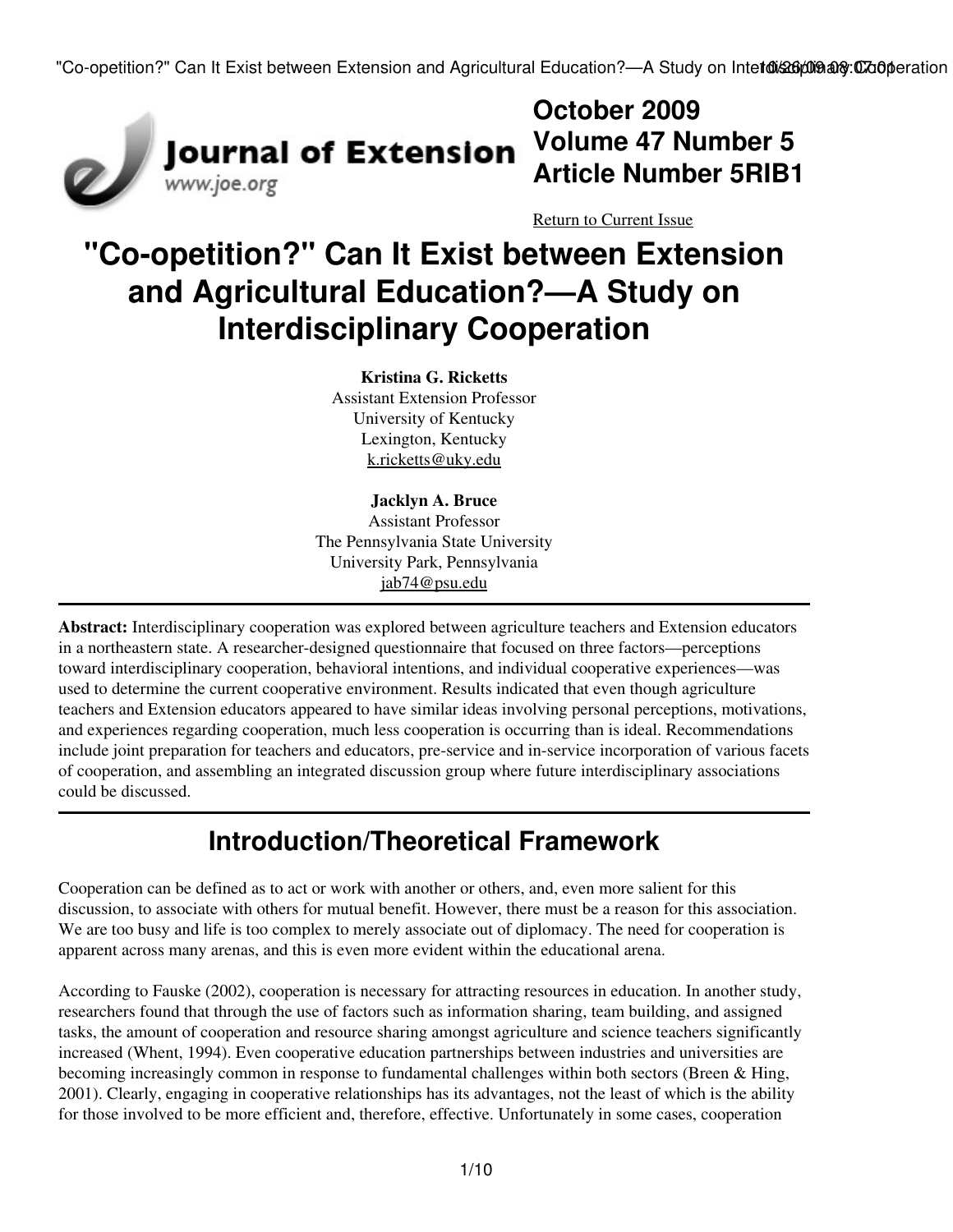# October 2009 Volume 47 Number 5 Article Number 5RIB1

Return to Current Issue

# "Co-opetition?" Can It Exist between Extension and Agricultural Education?—A Study on Interdisciplinary Cooperation

**Kristina G. Ricketts**
Assistant Extension Professor
University of Kentucky
Lexington, Kentucky
k.ricketts@uky.edu

**Jacklyn A. Bruce**
Assistant Professor
The Pennsylvania State University
University Park, Pennsylvania
jab74@psu.edu

**Abstract:** Interdisciplinary cooperation was explored between agriculture teachers and Extension educators in a northeastern state. A researcher-designed questionnaire that focused on three factors—perceptions toward interdisciplinary cooperation, behavioral intentions, and individual cooperative experiences—was used to determine the current cooperative environment. Results indicated that even though agriculture teachers and Extension educators appeared to have similar ideas involving personal perceptions, motivations, and experiences regarding cooperation, much less cooperation is occurring than is ideal. Recommendations include joint preparation for teachers and educators, pre-service and in-service incorporation of various facets of cooperation, and assembling an integrated discussion group where future interdisciplinary associations could be discussed.

## Introduction/Theoretical Framework

Cooperation can be defined as to act or work with another or others, and, even more salient for this discussion, to associate with others for mutual benefit. However, there must be a reason for this association. We are too busy and life is too complex to merely associate out of diplomacy. The need for cooperation is apparent across many arenas, and this is even more evident within the educational arena.

According to Fauske (2002), cooperation is necessary for attracting resources in education. In another study, researchers found that through the use of factors such as information sharing, team building, and assigned tasks, the amount of cooperation and resource sharing amongst agriculture and science teachers significantly increased (Whent, 1994). Even cooperative education partnerships between industries and universities are becoming increasingly common in response to fundamental challenges within both sectors (Breen & Hing, 2001). Clearly, engaging in cooperative relationships has its advantages, not the least of which is the ability for those involved to be more efficient and, therefore, effective. Unfortunately in some cases, cooperation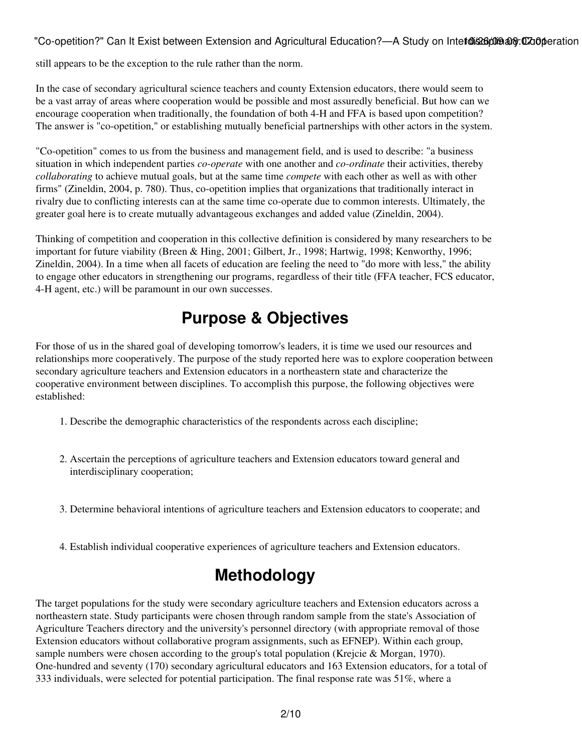still appears to be the exception to the rule rather than the norm.

In the case of secondary agricultural science teachers and county Extension educators, there would seem to be a vast array of areas where cooperation would be possible and most assuredly beneficial. But how can we encourage cooperation when traditionally, the foundation of both 4-H and FFA is based upon competition? The answer is "co-opetition," or establishing mutually beneficial partnerships with other actors in the system.

"Co-opetition" comes to us from the business and management field, and is used to describe: "a business situation in which independent parties *co-operate* with one another and *co-ordinate* their activities, thereby *collaborating* to achieve mutual goals, but at the same time *compete* with each other as well as with other firms" (Zineldin, 2004, p. 780). Thus, co-opetition implies that organizations that traditionally interact in rivalry due to conflicting interests can at the same time co-operate due to common interests. Ultimately, the greater goal here is to create mutually advantageous exchanges and added value (Zineldin, 2004).

Thinking of competition and cooperation in this collective definition is considered by many researchers to be important for future viability (Breen & Hing, 2001; Gilbert, Jr., 1998; Hartwig, 1998; Kenworthy, 1996; Zineldin, 2004). In a time when all facets of education are feeling the need to "do more with less," the ability to engage other educators in strengthening our programs, regardless of their title (FFA teacher, FCS educator, 4-H agent, etc.) will be paramount in our own successes.

## Purpose & Objectives

For those of us in the shared goal of developing tomorrow's leaders, it is time we used our resources and relationships more cooperatively. The purpose of the study reported here was to explore cooperation between secondary agriculture teachers and Extension educators in a northeastern state and characterize the cooperative environment between disciplines. To accomplish this purpose, the following objectives were established:

1. Describe the demographic characteristics of the respondents across each discipline;
2. Ascertain the perceptions of agriculture teachers and Extension educators toward general and interdisciplinary cooperation;
3. Determine behavioral intentions of agriculture teachers and Extension educators to cooperate; and
4. Establish individual cooperative experiences of agriculture teachers and Extension educators.

## Methodology

The target populations for the study were secondary agriculture teachers and Extension educators across a northeastern state. Study participants were chosen through random sample from the state's Association of Agriculture Teachers directory and the university's personnel directory (with appropriate removal of those Extension educators without collaborative program assignments, such as EFNEP). Within each group, sample numbers were chosen according to the group's total population (Krejcie & Morgan, 1970). One-hundred and seventy (170) secondary agricultural educators and 163 Extension educators, for a total of 333 individuals, were selected for potential participation. The final response rate was 51%, where a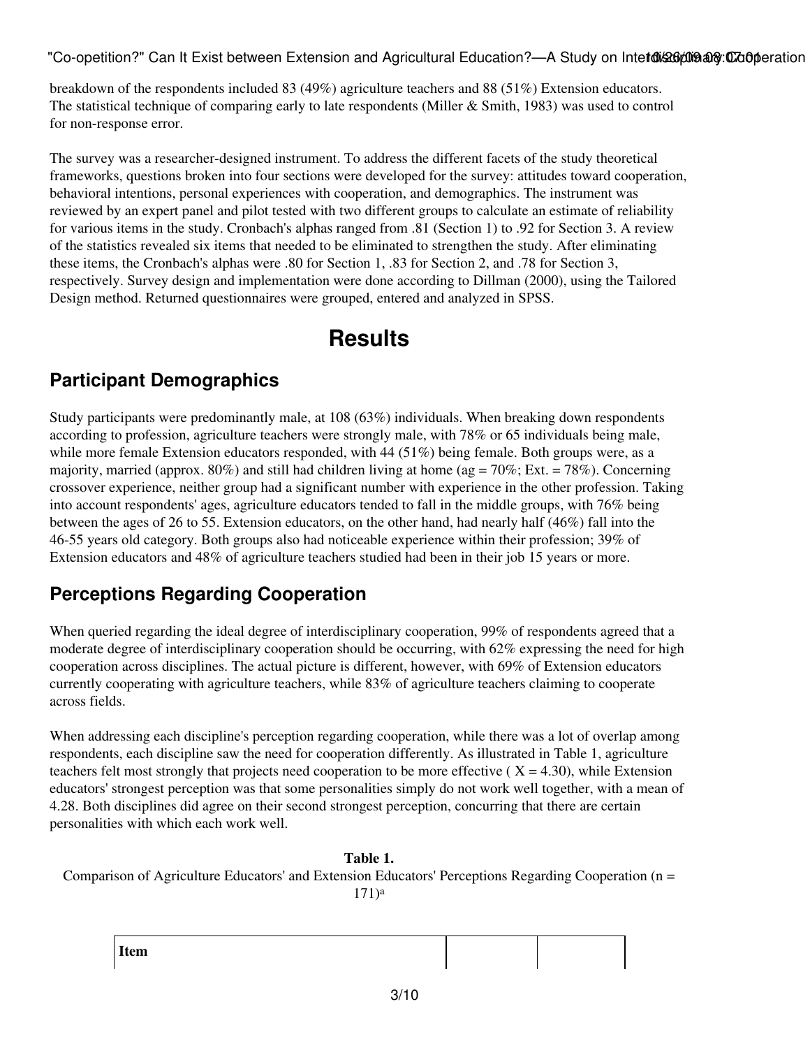breakdown of the respondents included 83 (49%) agriculture teachers and 88 (51%) Extension educators. The statistical technique of comparing early to late respondents (Miller & Smith, 1983) was used to control for non-response error.

The survey was a researcher-designed instrument. To address the different facets of the study theoretical frameworks, questions broken into four sections were developed for the survey: attitudes toward cooperation, behavioral intentions, personal experiences with cooperation, and demographics. The instrument was reviewed by an expert panel and pilot tested with two different groups to calculate an estimate of reliability for various items in the study. Cronbach's alphas ranged from .81 (Section 1) to .92 for Section 3. A review of the statistics revealed six items that needed to be eliminated to strengthen the study. After eliminating these items, the Cronbach's alphas were .80 for Section 1, .83 for Section 2, and .78 for Section 3, respectively. Survey design and implementation were done according to Dillman (2000), using the Tailored Design method. Returned questionnaires were grouped, entered and analyzed in SPSS.

# Results

## Participant Demographics

Study participants were predominantly male, at 108 (63%) individuals. When breaking down respondents according to profession, agriculture teachers were strongly male, with 78% or 65 individuals being male, while more female Extension educators responded, with 44 (51%) being female. Both groups were, as a majority, married (approx. 80%) and still had children living at home (ag = 70%; Ext. = 78%). Concerning crossover experience, neither group had a significant number with experience in the other profession. Taking into account respondents' ages, agriculture educators tended to fall in the middle groups, with 76% being between the ages of 26 to 55. Extension educators, on the other hand, had nearly half (46%) fall into the 46-55 years old category. Both groups also had noticeable experience within their profession; 39% of Extension educators and 48% of agriculture teachers studied had been in their job 15 years or more.

## Perceptions Regarding Cooperation

When queried regarding the ideal degree of interdisciplinary cooperation, 99% of respondents agreed that a moderate degree of interdisciplinary cooperation should be occurring, with 62% expressing the need for high cooperation across disciplines. The actual picture is different, however, with 69% of Extension educators currently cooperating with agriculture teachers, while 83% of agriculture teachers claiming to cooperate across fields.

When addressing each discipline's perception regarding cooperation, while there was a lot of overlap among respondents, each discipline saw the need for cooperation differently. As illustrated in Table 1, agriculture teachers felt most strongly that projects need cooperation to be more effective ( $X = 4.30$), while Extension educators' strongest perception was that some personalities simply do not work well together, with a mean of 4.28. Both disciplines did agree on their second strongest perception, concurring that there are certain personalities with which each work well.

**Table 1.**
Comparison of Agriculture Educators' and Extension Educators' Perceptions Regarding Cooperation (n = 171)[a]

| **Item** | | |
|---|---|---|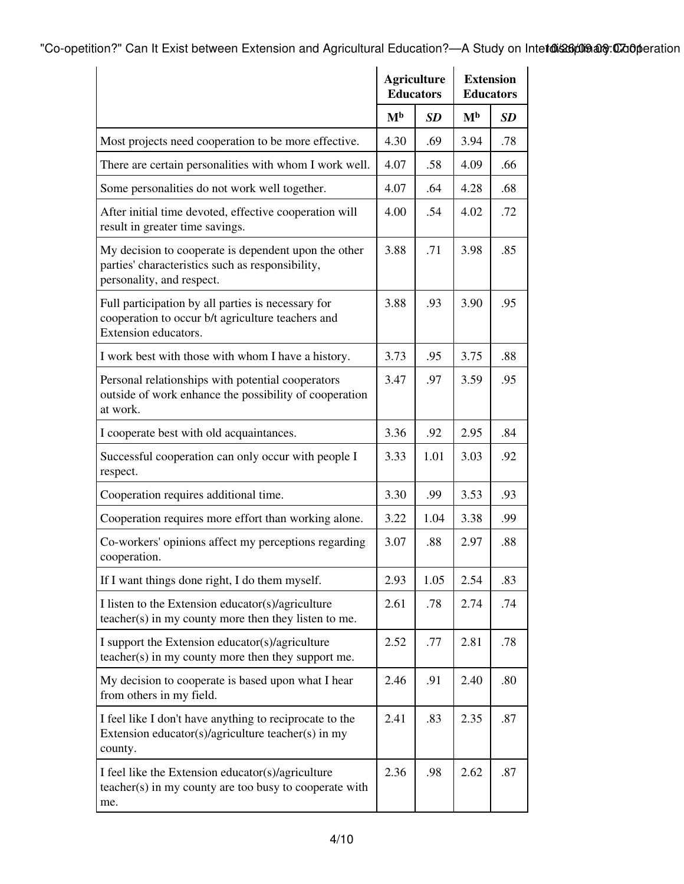| | Agriculture Educators | | Extension Educators | |
|---|---|---|---|---|
| | M[b] | *SD* | M[b] | *SD* |
| Most projects need cooperation to be more effective. | 4.30 | .69 | 3.94 | .78 |
| There are certain personalities with whom I work well. | 4.07 | .58 | 4.09 | .66 |
| Some personalities do not work well together. | 4.07 | .64 | 4.28 | .68 |
| After initial time devoted, effective cooperation will result in greater time savings. | 4.00 | .54 | 4.02 | .72 |
| My decision to cooperate is dependent upon the other parties' characteristics such as responsibility, personality, and respect. | 3.88 | .71 | 3.98 | .85 |
| Full participation by all parties is necessary for cooperation to occur b/t agriculture teachers and Extension educators. | 3.88 | .93 | 3.90 | .95 |
| I work best with those with whom I have a history. | 3.73 | .95 | 3.75 | .88 |
| Personal relationships with potential cooperators outside of work enhance the possibility of cooperation at work. | 3.47 | .97 | 3.59 | .95 |
| I cooperate best with old acquaintances. | 3.36 | .92 | 2.95 | .84 |
| Successful cooperation can only occur with people I respect. | 3.33 | 1.01 | 3.03 | .92 |
| Cooperation requires additional time. | 3.30 | .99 | 3.53 | .93 |
| Cooperation requires more effort than working alone. | 3.22 | 1.04 | 3.38 | .99 |
| Co-workers' opinions affect my perceptions regarding cooperation. | 3.07 | .88 | 2.97 | .88 |
| If I want things done right, I do them myself. | 2.93 | 1.05 | 2.54 | .83 |
| I listen to the Extension educator(s)/agriculture teacher(s) in my county more then they listen to me. | 2.61 | .78 | 2.74 | .74 |
| I support the Extension educator(s)/agriculture teacher(s) in my county more then they support me. | 2.52 | .77 | 2.81 | .78 |
| My decision to cooperate is based upon what I hear from others in my field. | 2.46 | .91 | 2.40 | .80 |
| I feel like I don't have anything to reciprocate to the Extension educator(s)/agriculture teacher(s) in my county. | 2.41 | .83 | 2.35 | .87 |
| I feel like the Extension educator(s)/agriculture teacher(s) in my county are too busy to cooperate with me. | 2.36 | .98 | 2.62 | .87 |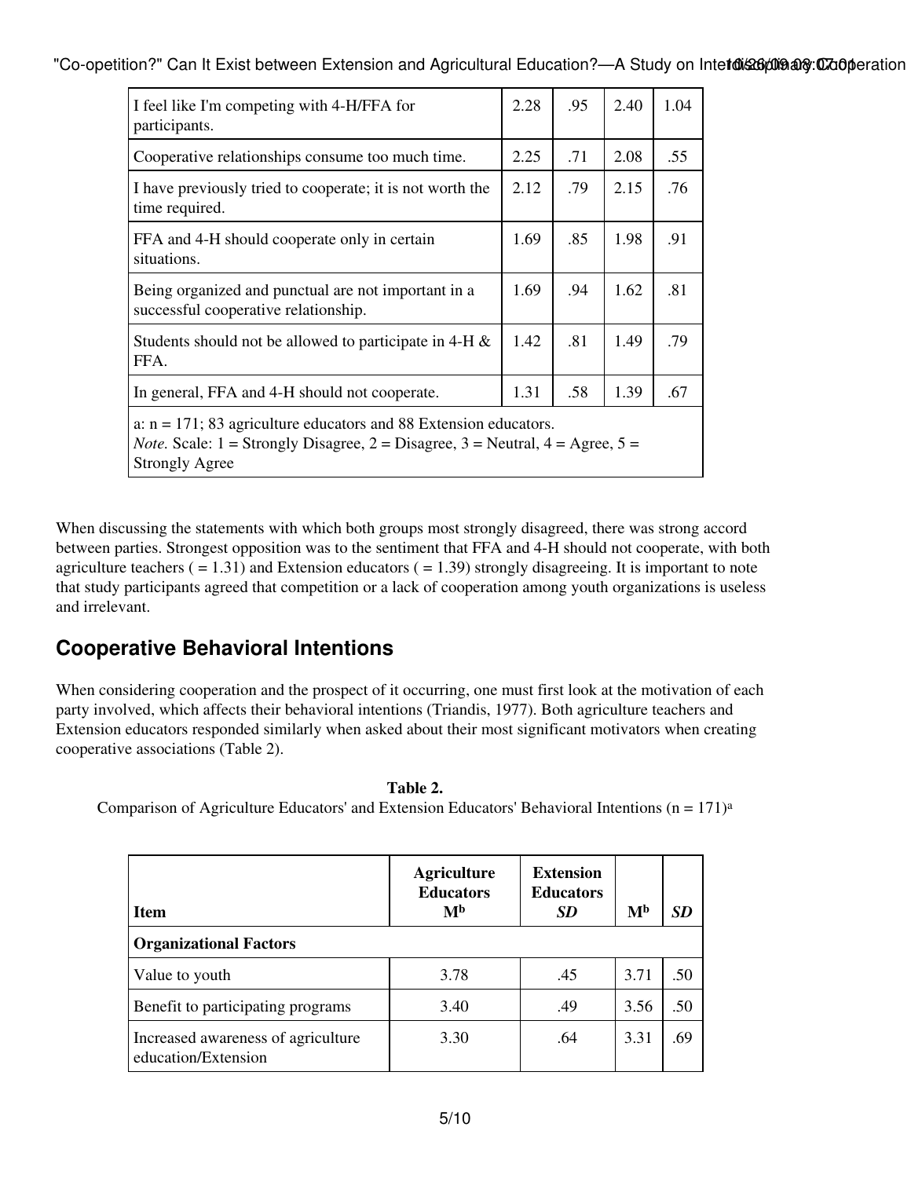| I feel like I'm competing with 4-H/FFA for participants. | 2.28 | .95 | 2.40 | 1.04 |
|---|---|---|---|---|
| Cooperative relationships consume too much time. | 2.25 | .71 | 2.08 | .55 |
| I have previously tried to cooperate; it is not worth the time required. | 2.12 | .79 | 2.15 | .76 |
| FFA and 4-H should cooperate only in certain situations. | 1.69 | .85 | 1.98 | .91 |
| Being organized and punctual are not important in a successful cooperative relationship. | 1.69 | .94 | 1.62 | .81 |
| Students should not be allowed to participate in 4-H & FFA. | 1.42 | .81 | 1.49 | .79 |
| In general, FFA and 4-H should not cooperate. | 1.31 | .58 | 1.39 | .67 |

a: n = 171; 83 agriculture educators and 88 Extension educators.
*Note.* Scale: 1 = Strongly Disagree, 2 = Disagree, 3 = Neutral, 4 = Agree, 5 = Strongly Agree

When discussing the statements with which both groups most strongly disagreed, there was strong accord between parties. Strongest opposition was to the sentiment that FFA and 4-H should not cooperate, with both agriculture teachers ( = 1.31) and Extension educators ( = 1.39) strongly disagreeing. It is important to note that study participants agreed that competition or a lack of cooperation among youth organizations is useless and irrelevant.

## Cooperative Behavioral Intentions

When considering cooperation and the prospect of it occurring, one must first look at the motivation of each party involved, which affects their behavioral intentions (Triandis, 1977). Both agriculture teachers and Extension educators responded similarly when asked about their most significant motivators when creating cooperative associations (Table 2).

**Table 2.**
Comparison of Agriculture Educators' and Extension Educators' Behavioral Intentions (n = 171)[a]

| Item | Agriculture Educators M[b] | Extension Educators *SD* | M[b] | *SD* |
|---|---|---|---|---|
| **Organizational Factors** | | | | |
| Value to youth | 3.78 | .45 | 3.71 | .50 |
| Benefit to participating programs | 3.40 | .49 | 3.56 | .50 |
| Increased awareness of agriculture education/Extension | 3.30 | .64 | 3.31 | .69 |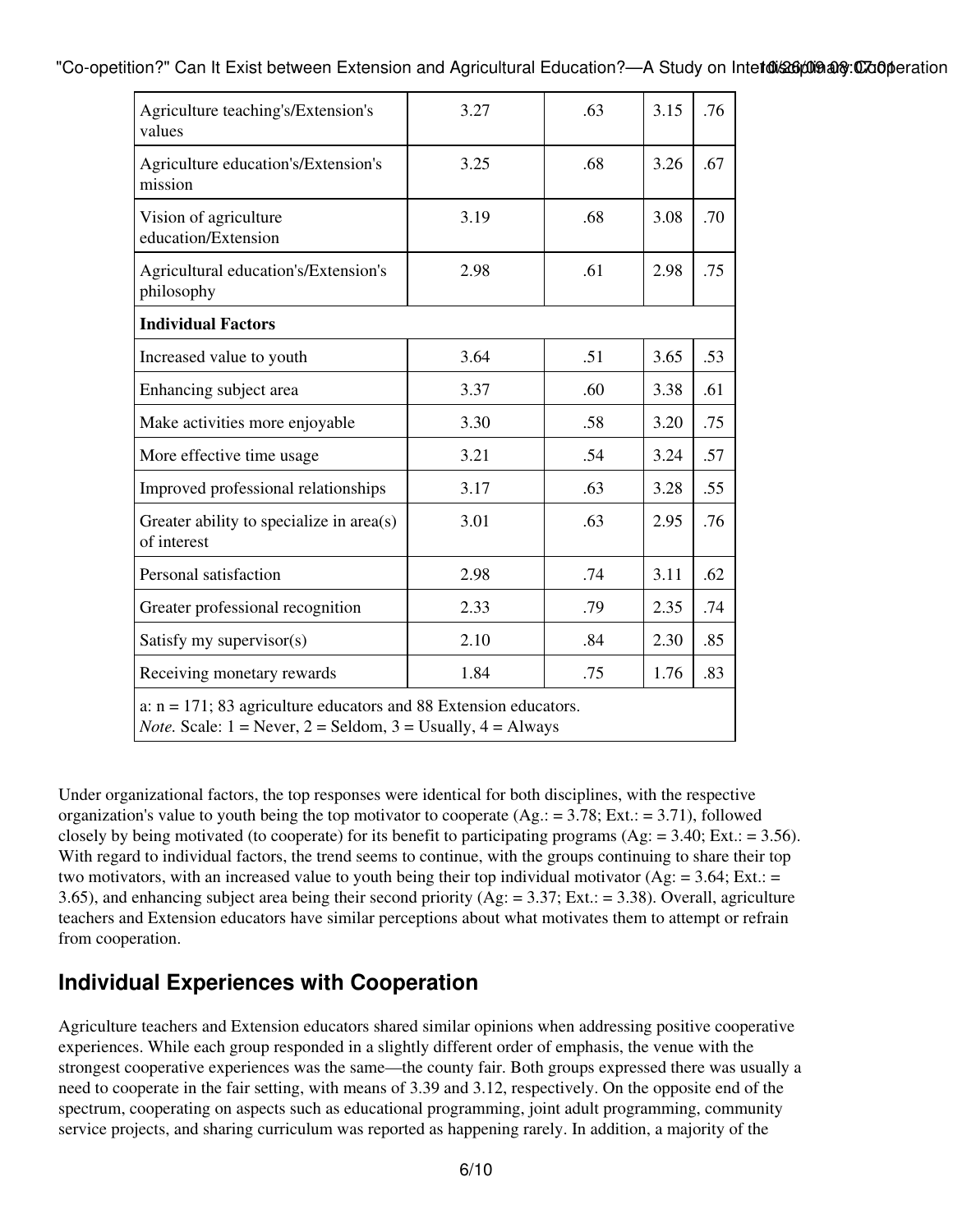| | | | | |
|---|---|---|---|---|
| Agriculture teaching's/Extension's values | 3.27 | .63 | 3.15 | .76 |
| Agriculture education's/Extension's mission | 3.25 | .68 | 3.26 | .67 |
| Vision of agriculture education/Extension | 3.19 | .68 | 3.08 | .70 |
| Agricultural education's/Extension's philosophy | 2.98 | .61 | 2.98 | .75 |
| **Individual Factors** | | | | |
| Increased value to youth | 3.64 | .51 | 3.65 | .53 |
| Enhancing subject area | 3.37 | .60 | 3.38 | .61 |
| Make activities more enjoyable | 3.30 | .58 | 3.20 | .75 |
| More effective time usage | 3.21 | .54 | 3.24 | .57 |
| Improved professional relationships | 3.17 | .63 | 3.28 | .55 |
| Greater ability to specialize in area(s) of interest | 3.01 | .63 | 2.95 | .76 |
| Personal satisfaction | 2.98 | .74 | 3.11 | .62 |
| Greater professional recognition | 2.33 | .79 | 2.35 | .74 |
| Satisfy my supervisor(s) | 2.10 | .84 | 2.30 | .85 |
| Receiving monetary rewards | 1.84 | .75 | 1.76 | .83 |

a: n = 171; 83 agriculture educators and 88 Extension educators.
*Note.* Scale: 1 = Never, 2 = Seldom, 3 = Usually, 4 = Always

Under organizational factors, the top responses were identical for both disciplines, with the respective organization's value to youth being the top motivator to cooperate (Ag.: = 3.78; Ext.: = 3.71), followed closely by being motivated (to cooperate) for its benefit to participating programs (Ag: = 3.40; Ext.: = 3.56). With regard to individual factors, the trend seems to continue, with the groups continuing to share their top two motivators, with an increased value to youth being their top individual motivator (Ag: = 3.64; Ext.: = 3.65), and enhancing subject area being their second priority (Ag: = 3.37; Ext.: = 3.38). Overall, agriculture teachers and Extension educators have similar perceptions about what motivates them to attempt or refrain from cooperation.

## Individual Experiences with Cooperation

Agriculture teachers and Extension educators shared similar opinions when addressing positive cooperative experiences. While each group responded in a slightly different order of emphasis, the venue with the strongest cooperative experiences was the same—the county fair. Both groups expressed there was usually a need to cooperate in the fair setting, with means of 3.39 and 3.12, respectively. On the opposite end of the spectrum, cooperating on aspects such as educational programming, joint adult programming, community service projects, and sharing curriculum was reported as happening rarely. In addition, a majority of the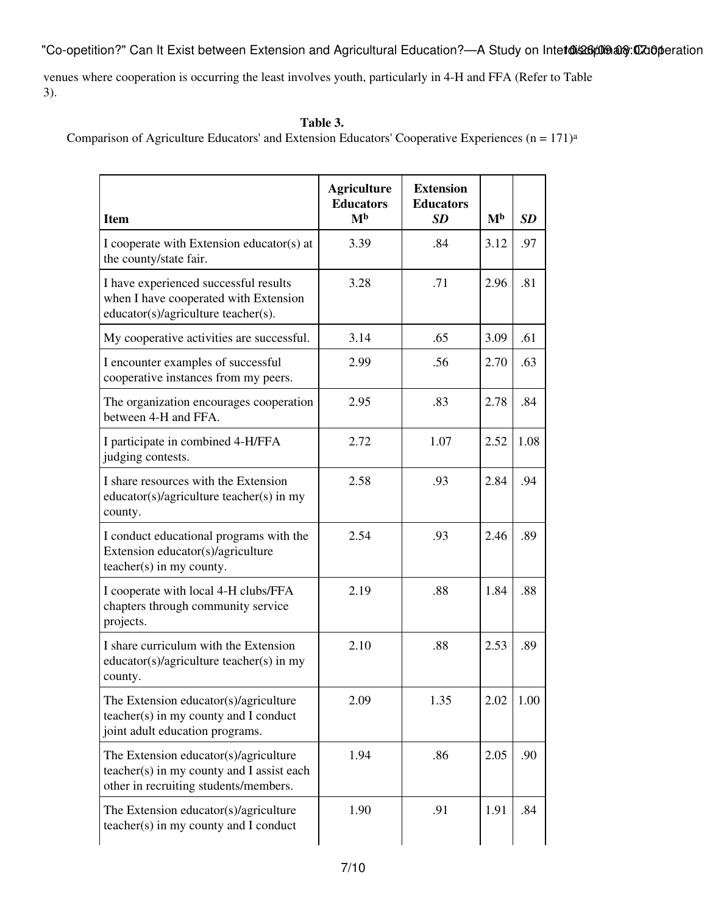venues where cooperation is occurring the least involves youth, particularly in 4-H and FFA (Refer to Table 3).

**Table 3.**
Comparison of Agriculture Educators' and Extension Educators' Cooperative Experiences (n = 171)[a]

| Item | Agriculture Educators M[b] | Extension Educators *SD* | M[b] | *SD* |
|---|---|---|---|---|
| I cooperate with Extension educator(s) at the county/state fair. | 3.39 | .84 | 3.12 | .97 |
| I have experienced successful results when I have cooperated with Extension educator(s)/agriculture teacher(s). | 3.28 | .71 | 2.96 | .81 |
| My cooperative activities are successful. | 3.14 | .65 | 3.09 | .61 |
| I encounter examples of successful cooperative instances from my peers. | 2.99 | .56 | 2.70 | .63 |
| The organization encourages cooperation between 4-H and FFA. | 2.95 | .83 | 2.78 | .84 |
| I participate in combined 4-H/FFA judging contests. | 2.72 | 1.07 | 2.52 | 1.08 |
| I share resources with the Extension educator(s)/agriculture teacher(s) in my county. | 2.58 | .93 | 2.84 | .94 |
| I conduct educational programs with the Extension educator(s)/agriculture teacher(s) in my county. | 2.54 | .93 | 2.46 | .89 |
| I cooperate with local 4-H clubs/FFA chapters through community service projects. | 2.19 | .88 | 1.84 | .88 |
| I share curriculum with the Extension educator(s)/agriculture teacher(s) in my county. | 2.10 | .88 | 2.53 | .89 |
| The Extension educator(s)/agriculture teacher(s) in my county and I conduct joint adult education programs. | 2.09 | 1.35 | 2.02 | 1.00 |
| The Extension educator(s)/agriculture teacher(s) in my county and I assist each other in recruiting students/members. | 1.94 | .86 | 2.05 | .90 |
| The Extension educator(s)/agriculture teacher(s) in my county and I conduct | 1.90 | .91 | 1.91 | .84 |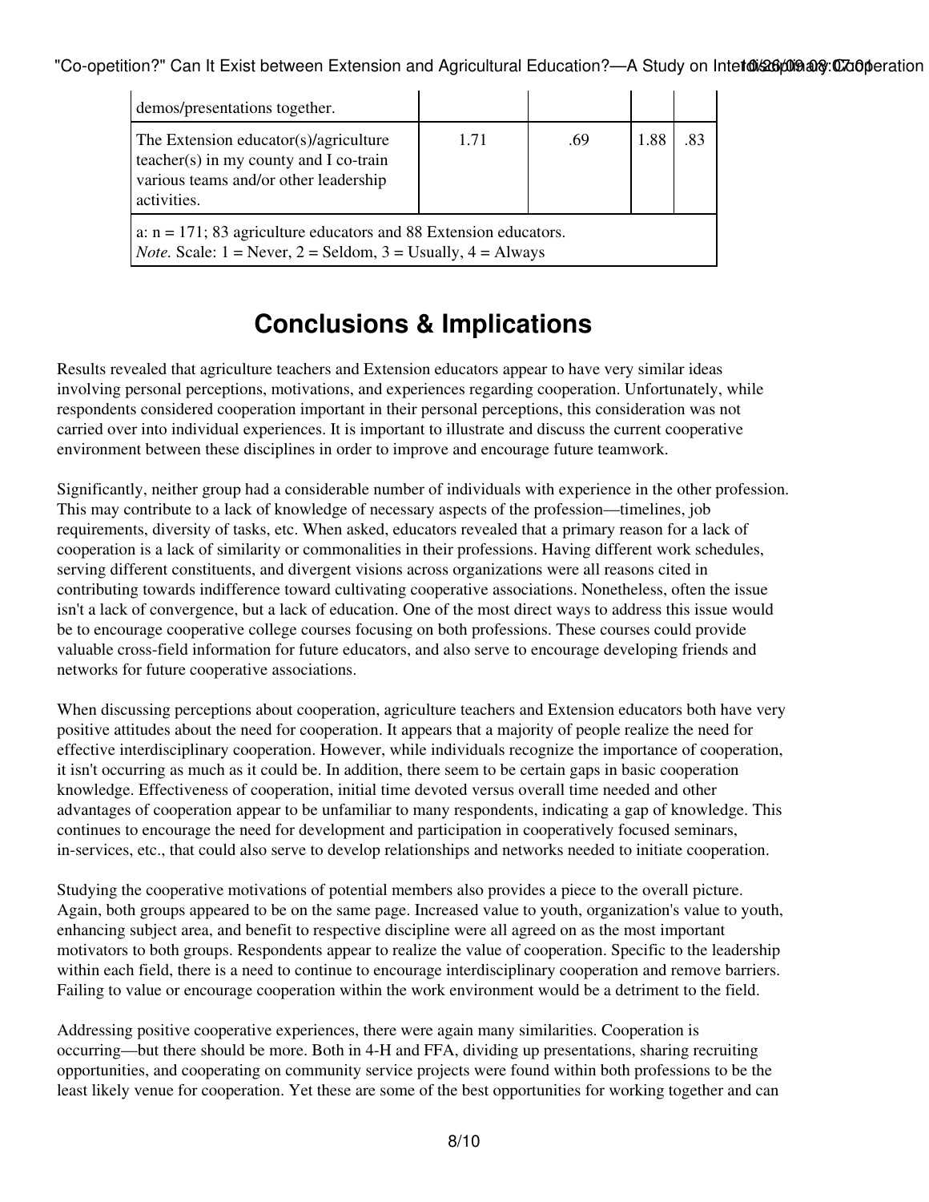| | | | | |
|---|---|---|---|---|
| demos/presentations together. | | | | |
| The Extension educator(s)/agriculture teacher(s) in my county and I co-train various teams and/or other leadership activities. | 1.71 | .69 | 1.88 | .83 |
| a: n = 171; 83 agriculture educators and 88 Extension educators. *Note.* Scale: 1 = Never, 2 = Seldom, 3 = Usually, 4 = Always | | | | |

# Conclusions & Implications

Results revealed that agriculture teachers and Extension educators appear to have very similar ideas involving personal perceptions, motivations, and experiences regarding cooperation. Unfortunately, while respondents considered cooperation important in their personal perceptions, this consideration was not carried over into individual experiences. It is important to illustrate and discuss the current cooperative environment between these disciplines in order to improve and encourage future teamwork.

Significantly, neither group had a considerable number of individuals with experience in the other profession. This may contribute to a lack of knowledge of necessary aspects of the profession—timelines, job requirements, diversity of tasks, etc. When asked, educators revealed that a primary reason for a lack of cooperation is a lack of similarity or commonalities in their professions. Having different work schedules, serving different constituents, and divergent visions across organizations were all reasons cited in contributing towards indifference toward cultivating cooperative associations. Nonetheless, often the issue isn't a lack of convergence, but a lack of education. One of the most direct ways to address this issue would be to encourage cooperative college courses focusing on both professions. These courses could provide valuable cross-field information for future educators, and also serve to encourage developing friends and networks for future cooperative associations.

When discussing perceptions about cooperation, agriculture teachers and Extension educators both have very positive attitudes about the need for cooperation. It appears that a majority of people realize the need for effective interdisciplinary cooperation. However, while individuals recognize the importance of cooperation, it isn't occurring as much as it could be. In addition, there seem to be certain gaps in basic cooperation knowledge. Effectiveness of cooperation, initial time devoted versus overall time needed and other advantages of cooperation appear to be unfamiliar to many respondents, indicating a gap of knowledge. This continues to encourage the need for development and participation in cooperatively focused seminars, in-services, etc., that could also serve to develop relationships and networks needed to initiate cooperation.

Studying the cooperative motivations of potential members also provides a piece to the overall picture. Again, both groups appeared to be on the same page. Increased value to youth, organization's value to youth, enhancing subject area, and benefit to respective discipline were all agreed on as the most important motivators to both groups. Respondents appear to realize the value of cooperation. Specific to the leadership within each field, there is a need to continue to encourage interdisciplinary cooperation and remove barriers. Failing to value or encourage cooperation within the work environment would be a detriment to the field.

Addressing positive cooperative experiences, there were again many similarities. Cooperation is occurring—but there should be more. Both in 4-H and FFA, dividing up presentations, sharing recruiting opportunities, and cooperating on community service projects were found within both professions to be the least likely venue for cooperation. Yet these are some of the best opportunities for working together and can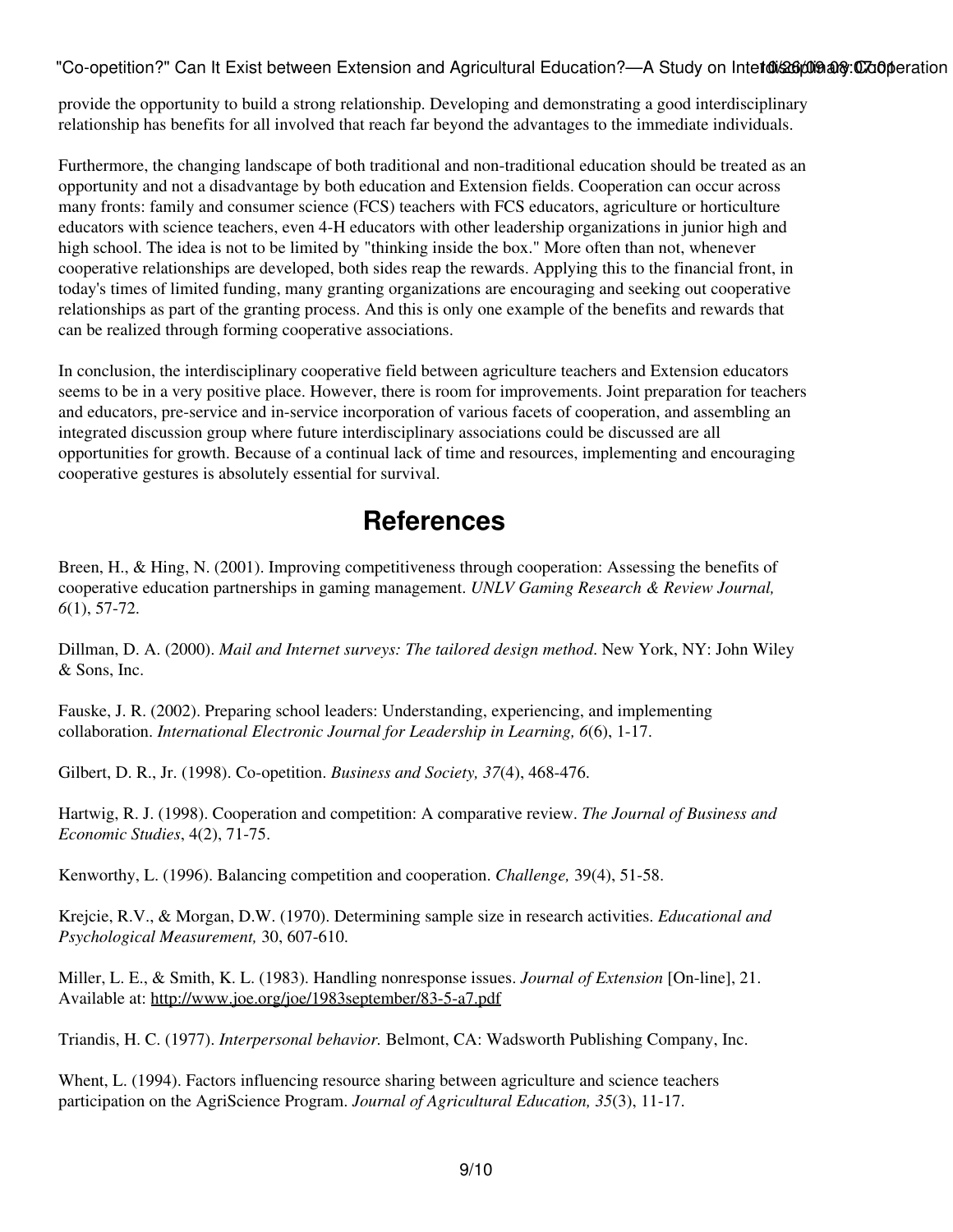provide the opportunity to build a strong relationship. Developing and demonstrating a good interdisciplinary relationship has benefits for all involved that reach far beyond the advantages to the immediate individuals.

Furthermore, the changing landscape of both traditional and non-traditional education should be treated as an opportunity and not a disadvantage by both education and Extension fields. Cooperation can occur across many fronts: family and consumer science (FCS) teachers with FCS educators, agriculture or horticulture educators with science teachers, even 4-H educators with other leadership organizations in junior high and high school. The idea is not to be limited by "thinking inside the box." More often than not, whenever cooperative relationships are developed, both sides reap the rewards. Applying this to the financial front, in today's times of limited funding, many granting organizations are encouraging and seeking out cooperative relationships as part of the granting process. And this is only one example of the benefits and rewards that can be realized through forming cooperative associations.

In conclusion, the interdisciplinary cooperative field between agriculture teachers and Extension educators seems to be in a very positive place. However, there is room for improvements. Joint preparation for teachers and educators, pre-service and in-service incorporation of various facets of cooperation, and assembling an integrated discussion group where future interdisciplinary associations could be discussed are all opportunities for growth. Because of a continual lack of time and resources, implementing and encouraging cooperative gestures is absolutely essential for survival.

## References

Breen, H., & Hing, N. (2001). Improving competitiveness through cooperation: Assessing the benefits of cooperative education partnerships in gaming management. *UNLV Gaming Research & Review Journal, 6*(1), 57-72.

Dillman, D. A. (2000). *Mail and Internet surveys: The tailored design method*. New York, NY: John Wiley & Sons, Inc.

Fauske, J. R. (2002). Preparing school leaders: Understanding, experiencing, and implementing collaboration. *International Electronic Journal for Leadership in Learning, 6*(6), 1-17.

Gilbert, D. R., Jr. (1998). Co-opetition. *Business and Society, 37*(4), 468-476.

Hartwig, R. J. (1998). Cooperation and competition: A comparative review. *The Journal of Business and Economic Studies*, 4(2), 71-75.

Kenworthy, L. (1996). Balancing competition and cooperation. *Challenge,* 39(4), 51-58.

Krejcie, R.V., & Morgan, D.W. (1970). Determining sample size in research activities. *Educational and Psychological Measurement,* 30, 607-610.

Miller, L. E., & Smith, K. L. (1983). Handling nonresponse issues. *Journal of Extension* [On-line], 21. Available at: http://www.joe.org/joe/1983september/83-5-a7.pdf

Triandis, H. C. (1977). *Interpersonal behavior.* Belmont, CA: Wadsworth Publishing Company, Inc.

Whent, L. (1994). Factors influencing resource sharing between agriculture and science teachers participation on the AgriScience Program. *Journal of Agricultural Education, 35*(3), 11-17.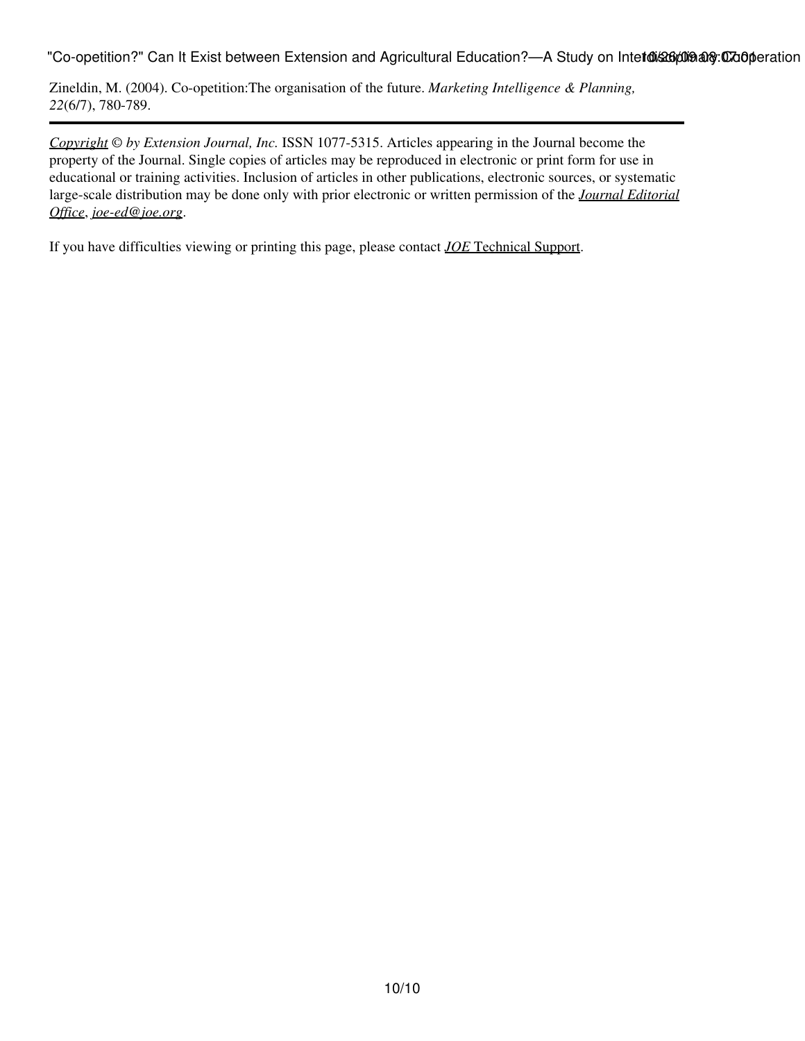Zineldin, M. (2004). Co-opetition:The organisation of the future. *Marketing Intelligence & Planning, 22*(6/7), 780-789.

---

*Copyright © by Extension Journal, Inc.* ISSN 1077-5315. Articles appearing in the Journal become the property of the Journal. Single copies of articles may be reproduced in electronic or print form for use in educational or training activities. Inclusion of articles in other publications, electronic sources, or systematic large-scale distribution may be done only with prior electronic or written permission of the *Journal Editorial Office*, *joe-ed@joe.org*.

If you have difficulties viewing or printing this page, please contact *JOE* Technical Support.